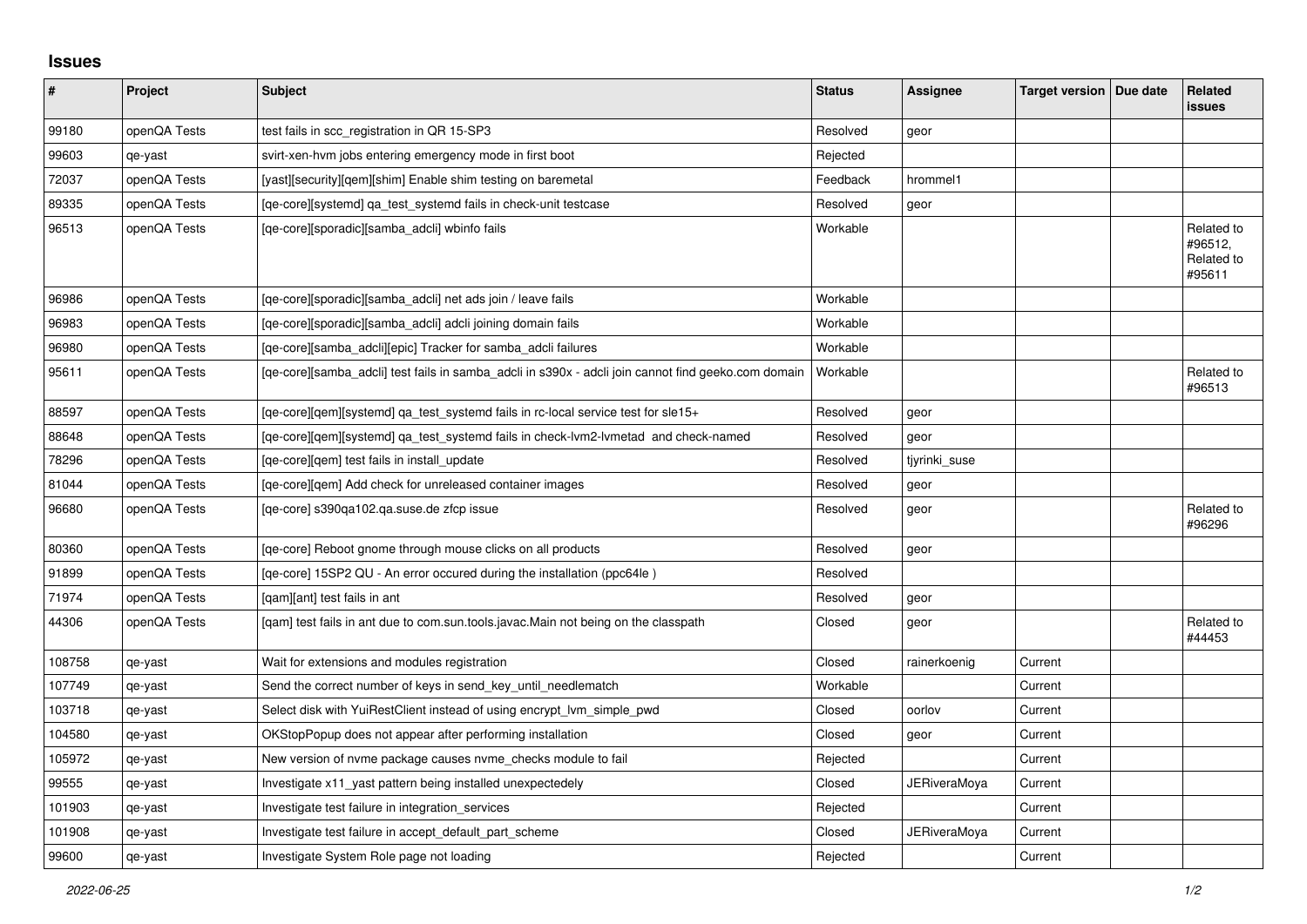# Issues

| # | Project | Subject | Status | Assignee | Target version | Due date | Related issues |
|---|---|---|---|---|---|---|---|
| 99180 | openQA Tests | test fails in scc_registration in QR 15-SP3 | Resolved | geor | | | |
| 99603 | qe-yast | svirt-xen-hvm jobs entering emergency mode in first boot | Rejected | | | | |
| 72037 | openQA Tests | [yast][security][qem][shim] Enable shim testing on baremetal | Feedback | hrommel1 | | | |
| 89335 | openQA Tests | [qe-core][systemd] qa_test_systemd fails in check-unit testcase | Resolved | geor | | | |
| 96513 | openQA Tests | [qe-core][sporadic][samba_adcli] wbinfo fails | Workable | | | | Related to #96512, Related to #95611 |
| 96986 | openQA Tests | [qe-core][sporadic][samba_adcli] net ads join / leave fails | Workable | | | | |
| 96983 | openQA Tests | [qe-core][sporadic][samba_adcli] adcli joining domain fails | Workable | | | | |
| 96980 | openQA Tests | [qe-core][samba_adcli][epic] Tracker for samba_adcli failures | Workable | | | | |
| 95611 | openQA Tests | [qe-core][samba_adcli] test fails in samba_adcli in s390x - adcli join cannot find geeko.com domain | Workable | | | | Related to #96513 |
| 88597 | openQA Tests | [qe-core][qem][systemd] qa_test_systemd fails in rc-local service test for sle15+ | Resolved | geor | | | |
| 88648 | openQA Tests | [qe-core][qem][systemd] qa_test_systemd fails in check-lvm2-lvmetad and check-named | Resolved | geor | | | |
| 78296 | openQA Tests | [qe-core][qem] test fails in install_update | Resolved | tjyrinki_suse | | | |
| 81044 | openQA Tests | [qe-core][qem] Add check for unreleased container images | Resolved | geor | | | |
| 96680 | openQA Tests | [qe-core] s390qa102.qa.suse.de zfcp issue | Resolved | geor | | | Related to #96296 |
| 80360 | openQA Tests | [qe-core] Reboot gnome through mouse clicks on all products | Resolved | geor | | | |
| 91899 | openQA Tests | [qe-core] 15SP2 QU - An error occured during the installation (ppc64le ) | Resolved | | | | |
| 71974 | openQA Tests | [qam][ant] test fails in ant | Resolved | geor | | | |
| 44306 | openQA Tests | [qam] test fails in ant due to com.sun.tools.javac.Main not being on the classpath | Closed | geor | | | Related to #44453 |
| 108758 | qe-yast | Wait for extensions and modules registration | Closed | rainerkoenig | Current | | |
| 107749 | qe-yast | Send the correct number of keys in send_key_until_needlematch | Workable | | Current | | |
| 103718 | qe-yast | Select disk with YuiRestClient instead of using encrypt_lvm_simple_pwd | Closed | oorlov | Current | | |
| 104580 | qe-yast | OKStopPopup does not appear after performing installation | Closed | geor | Current | | |
| 105972 | qe-yast | New version of nvme package causes nvme_checks module to fail | Rejected | | Current | | |
| 99555 | qe-yast | Investigate x11_yast pattern being installed unexpectedely | Closed | JERiveraMoya | Current | | |
| 101903 | qe-yast | Investigate test failure in integration_services | Rejected | | Current | | |
| 101908 | qe-yast | Investigate test failure in accept_default_part_scheme | Closed | JERiveraMoya | Current | | |
| 99600 | qe-yast | Investigate System Role page not loading | Rejected | | Current | | |

2022-06-25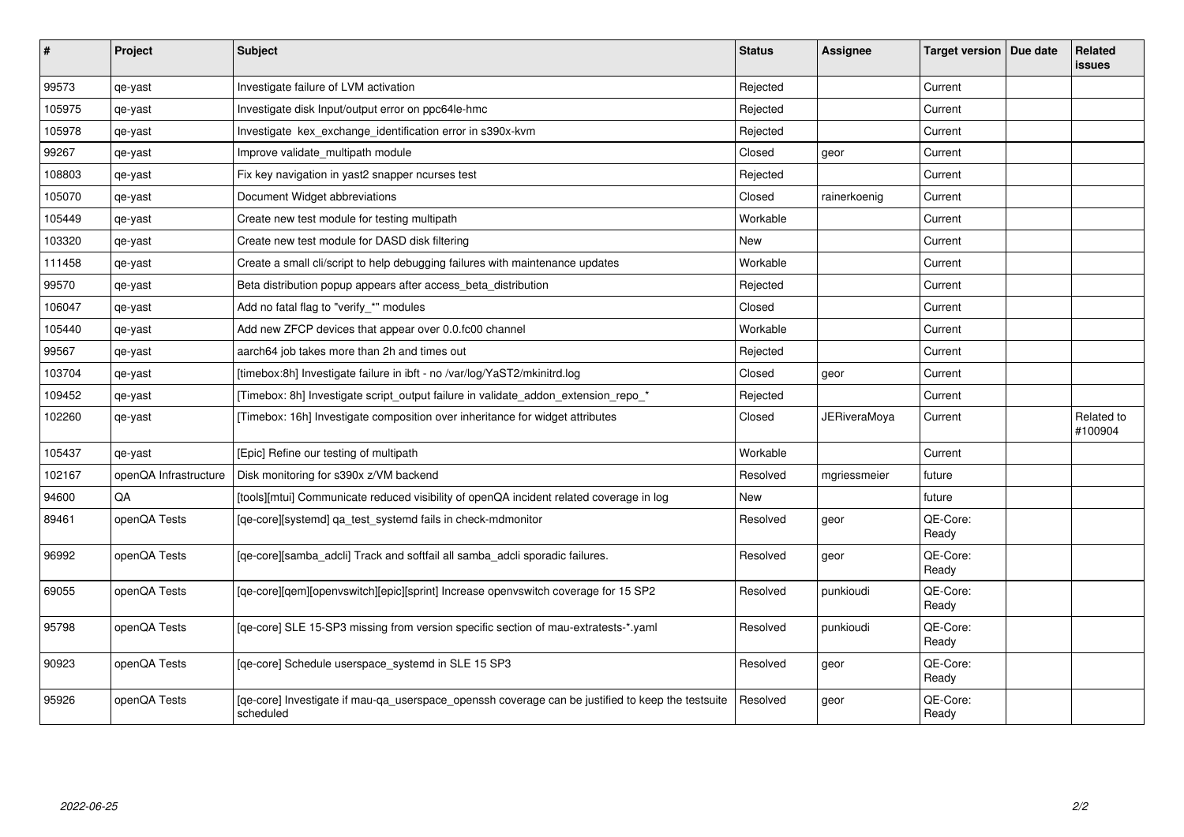| # | Project | Subject | Status | Assignee | Target version | Due date | Related issues |
|---|---|---|---|---|---|---|---|
| 99573 | qe-yast | Investigate failure of LVM activation | Rejected | | Current | | |
| 105975 | qe-yast | Investigate disk Input/output error on ppc64le-hmc | Rejected | | Current | | |
| 105978 | qe-yast | Investigate kex_exchange_identification error in s390x-kvm | Rejected | | Current | | |
| 99267 | qe-yast | Improve validate_multipath module | Closed | geor | Current | | |
| 108803 | qe-yast | Fix key navigation in yast2 snapper ncurses test | Rejected | | Current | | |
| 105070 | qe-yast | Document Widget abbreviations | Closed | rainerkoenig | Current | | |
| 105449 | qe-yast | Create new test module for testing multipath | Workable | | Current | | |
| 103320 | qe-yast | Create new test module for DASD disk filtering | New | | Current | | |
| 111458 | qe-yast | Create a small cli/script to help debugging failures with maintenance updates | Workable | | Current | | |
| 99570 | qe-yast | Beta distribution popup appears after access_beta_distribution | Rejected | | Current | | |
| 106047 | qe-yast | Add no fatal flag to "verify_*" modules | Closed | | Current | | |
| 105440 | qe-yast | Add new ZFCP devices that appear over 0.0.fc00 channel | Workable | | Current | | |
| 99567 | qe-yast | aarch64 job takes more than 2h and times out | Rejected | | Current | | |
| 103704 | qe-yast | [timebox:8h] Investigate failure in ibft - no /var/log/YaST2/mkinitrd.log | Closed | geor | Current | | |
| 109452 | qe-yast | [Timebox: 8h] Investigate script_output failure in validate_addon_extension_repo_* | Rejected | | Current | | |
| 102260 | qe-yast | [Timebox: 16h] Investigate composition over inheritance for widget attributes | Closed | JERiveraMoya | Current | | Related to #100904 |
| 105437 | qe-yast | [Epic] Refine our testing of multipath | Workable | | Current | | |
| 102167 | openQA Infrastructure | Disk monitoring for s390x z/VM backend | Resolved | mgriessmeier | future | | |
| 94600 | QA | [tools][mtui] Communicate reduced visibility of openQA incident related coverage in log | New | | future | | |
| 89461 | openQA Tests | [qe-core][systemd] qa_test_systemd fails in check-mdmonitor | Resolved | geor | QE-Core: Ready | | |
| 96992 | openQA Tests | [qe-core][samba_adcli] Track and softfail all samba_adcli sporadic failures. | Resolved | geor | QE-Core: Ready | | |
| 69055 | openQA Tests | [qe-core][qem][openvswitch][epic][sprint] Increase openvswitch coverage for 15 SP2 | Resolved | punkioudi | QE-Core: Ready | | |
| 95798 | openQA Tests | [qe-core] SLE 15-SP3 missing from version specific section of mau-extratests-*.yaml | Resolved | punkioudi | QE-Core: Ready | | |
| 90923 | openQA Tests | [qe-core] Schedule userspace_systemd in SLE 15 SP3 | Resolved | geor | QE-Core: Ready | | |
| 95926 | openQA Tests | [qe-core] Investigate if mau-qa_userspace_openssh coverage can be justified to keep the testsuite scheduled | Resolved | geor | QE-Core: Ready | | |